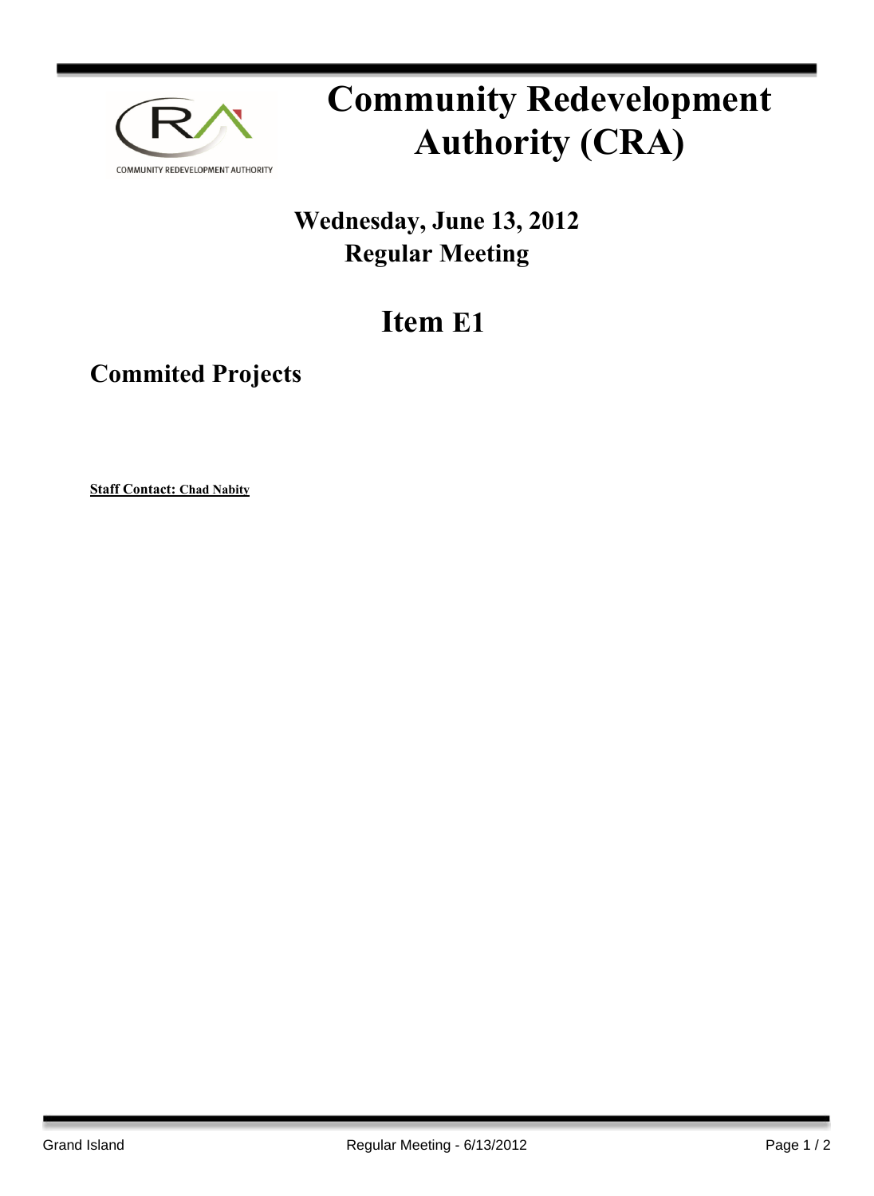COMMUNITY REDEVELOPMENT AUTHORITY

# Community Redevelopment Authority (CRA)

## Wednesday, June 13, 2012
## Regular Meeting

# Item E1

## Commited Projects

**Staff Contact: Chad Nabity**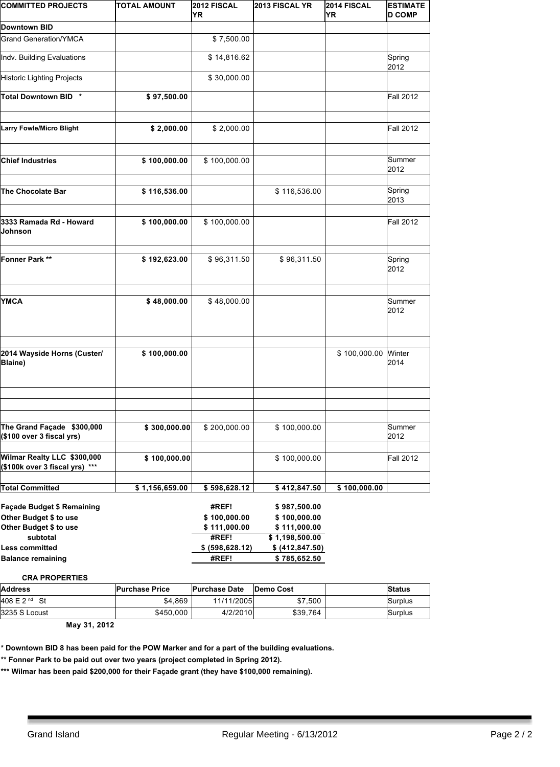| COMMITTED PROJECTS | TOTAL AMOUNT | 2012 FISCAL YR | 2013 FISCAL YR | 2014 FISCAL YR | ESTIMATED COMP |
|---|---|---|---|---|---|
| **Downtown BID** | | | | | |
| Grand Generation/YMCA | | $ 7,500.00 | | | |
| Indv. Building Evaluations | | $ 14,816.62 | | | Spring 2012 |
| Historic Lighting Projects | | $ 30,000.00 | | | |
| **Total Downtown BID \*** | **$ 97,500.00** | | | | Fall 2012 |
| | | | | | |
| **Larry Fowle/Micro Blight** | **$ 2,000.00** | $ 2,000.00 | | | Fall 2012 |
| | | | | | |
| **Chief Industries** | **$ 100,000.00** | $ 100,000.00 | | | Summer 2012 |
| | | | | | |
| **The Chocolate Bar** | **$ 116,536.00** | | $ 116,536.00 | | Spring 2013 |
| | | | | | |
| **3333 Ramada Rd - Howard Johnson** | **$ 100,000.00** | $ 100,000.00 | | | Fall 2012 |
| | | | | | |
| **Fonner Park \*\*** | **$ 192,623.00** | $ 96,311.50 | $ 96,311.50 | | Spring 2012 |
| | | | | | |
| **YMCA** | **$ 48,000.00** | $ 48,000.00 | | | Summer 2012 |
| | | | | | |
| **2014 Wayside Horns (Custer/ Blaine)** | **$ 100,000.00** | | | $ 100,000.00 | Winter 2014 |
| | | | | | |
| | | | | | |
| | | | | | |
| **The Grand Façade $300,000 ($100 over 3 fiscal yrs)** | **$ 300,000.00** | $ 200,000.00 | $ 100,000.00 | | Summer 2012 |
| | | | | | |
| **Wilmar Realty LLC $300,000 ($100k over 3 fiscal yrs) \*\*\*** | **$ 100,000.00** | | $ 100,000.00 | | Fall 2012 |
| | | | | | |
| **Total Committed** | **$ 1,156,659.00** | **$ 598,628.12** | **$ 412,847.50** | **$ 100,000.00** | |

| | | |
|---|---|---|
| **Façade Budget $ Remaining** | **#REF!** | **$ 987,500.00** |
| **Other Budget $ to use** | **$ 100,000.00** | **$ 100,000.00** |
| **Other Budget $ to use** | **$ 111,000.00** | **$ 111,000.00** |
| **subtotal** | **#REF!** | **$ 1,198,500.00** |
| **Less committed** | **$ (598,628.12)** | **$ (412,847.50)** |
| **Balance remaining** | **#REF!** | **$ 785,652.50** |

**CRA PROPERTIES**

| Address | Purchase Price | Purchase Date | Demo Cost | | Status |
|---|---|---|---|---|---|
| 408 E 2nd St | $4,869 | 11/11/2005 | $7,500 | | Surplus |
| 3235 S Locust | $450,000 | 4/2/2010 | $39,764 | | Surplus |

**May 31, 2012**

**\* Downtown BID 8 has been paid for the POW Marker and for a part of the building evaluations.**

**\*\* Fonner Park to be paid out over two years (project completed in Spring 2012).**

**\*\*\* Wilmar has been paid $200,000 for their Façade grant (they have $100,000 remaining).**